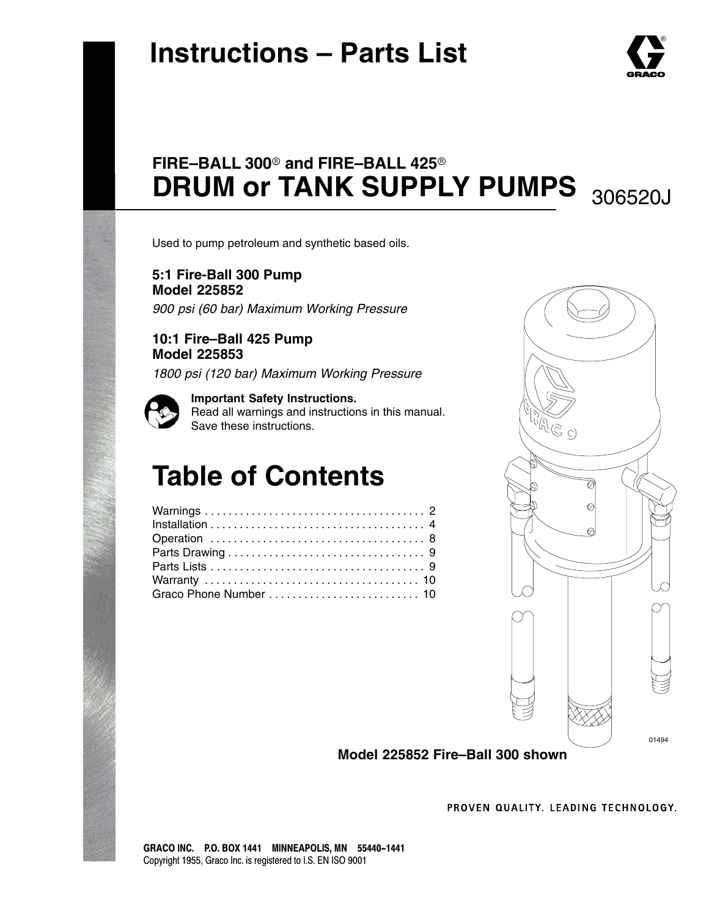# Instructions – Parts List

## FIRE–BALL 300® and FIRE–BALL 425®
# DRUM or TANK SUPPLY PUMPS

306520J

Used to pump petroleum and synthetic based oils.

**5:1 Fire-Ball 300 Pump**
**Model 225852**

*900 psi (60 bar) Maximum Working Pressure*

**10:1 Fire–Ball 425 Pump**
**Model 225853**

*1800 psi (120 bar) Maximum Working Pressure*

**Important Safety Instructions.**
Read all warnings and instructions in this manual. Save these instructions.

# Table of Contents

Warnings . . . . . . . . . . . . . . . . . . . . . . . . . . . . . . . . . . . . . 2
Installation . . . . . . . . . . . . . . . . . . . . . . . . . . . . . . . . . . . . 4
Operation . . . . . . . . . . . . . . . . . . . . . . . . . . . . . . . . . . . . 8
Parts Drawing . . . . . . . . . . . . . . . . . . . . . . . . . . . . . . . . . 9
Parts Lists . . . . . . . . . . . . . . . . . . . . . . . . . . . . . . . . . . . . 9
Warranty . . . . . . . . . . . . . . . . . . . . . . . . . . . . . . . . . . . . 10
Graco Phone Number . . . . . . . . . . . . . . . . . . . . . . . . . 10

01494

**Model 225852 Fire–Ball 300 shown**

PROVEN QUALITY. LEADING TECHNOLOGY.

**GRACO INC. P.O. BOX 1441 MINNEAPOLIS, MN 55440–1441**
Copyright 1955, Graco Inc. is registered to I.S. EN ISO 9001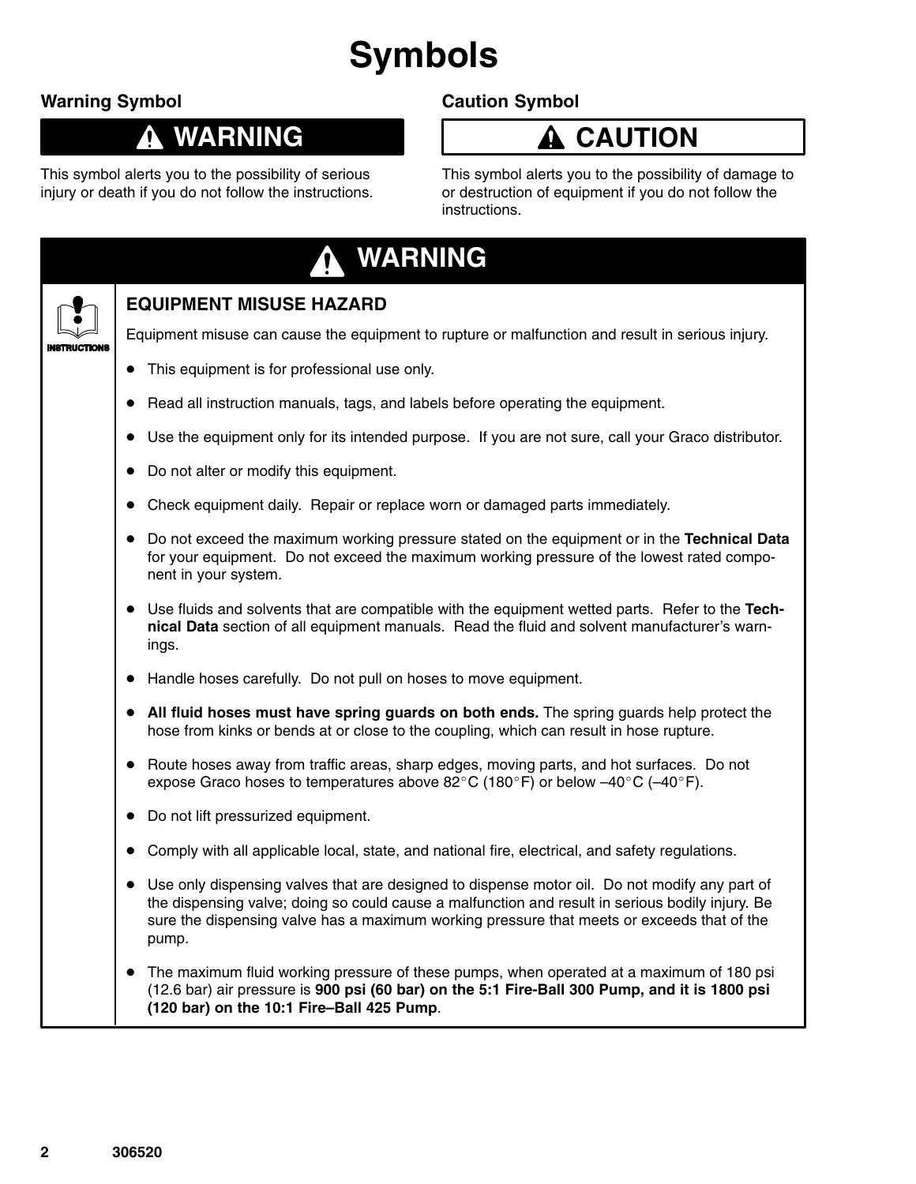# Symbols

### Warning Symbol

## ⚠ WARNING

This symbol alerts you to the possibility of serious injury or death if you do not follow the instructions.

### Caution Symbol

## ⚠ CAUTION

This symbol alerts you to the possibility of damage to or destruction of equipment if you do not follow the instructions.

## ⚠ WARNING

INSTRUCTIONS

### EQUIPMENT MISUSE HAZARD

Equipment misuse can cause the equipment to rupture or malfunction and result in serious injury.

- This equipment is for professional use only.
- Read all instruction manuals, tags, and labels before operating the equipment.
- Use the equipment only for its intended purpose. If you are not sure, call your Graco distributor.
- Do not alter or modify this equipment.
- Check equipment daily. Repair or replace worn or damaged parts immediately.
- Do not exceed the maximum working pressure stated on the equipment or in the **Technical Data** for your equipment. Do not exceed the maximum working pressure of the lowest rated component in your system.
- Use fluids and solvents that are compatible with the equipment wetted parts. Refer to the **Technical Data** section of all equipment manuals. Read the fluid and solvent manufacturer's warnings.
- Handle hoses carefully. Do not pull on hoses to move equipment.
- **All fluid hoses must have spring guards on both ends.** The spring guards help protect the hose from kinks or bends at or close to the coupling, which can result in hose rupture.
- Route hoses away from traffic areas, sharp edges, moving parts, and hot surfaces. Do not expose Graco hoses to temperatures above 82°C (180°F) or below –40°C (–40°F).
- Do not lift pressurized equipment.
- Comply with all applicable local, state, and national fire, electrical, and safety regulations.
- Use only dispensing valves that are designed to dispense motor oil. Do not modify any part of the dispensing valve; doing so could cause a malfunction and result in serious bodily injury. Be sure the dispensing valve has a maximum working pressure that meets or exceeds that of the pump.
- The maximum fluid working pressure of these pumps, when operated at a maximum of 180 psi (12.6 bar) air pressure is **900 psi (60 bar) on the 5:1 Fire-Ball 300 Pump, and it is 1800 psi (120 bar) on the 10:1 Fire–Ball 425 Pump**.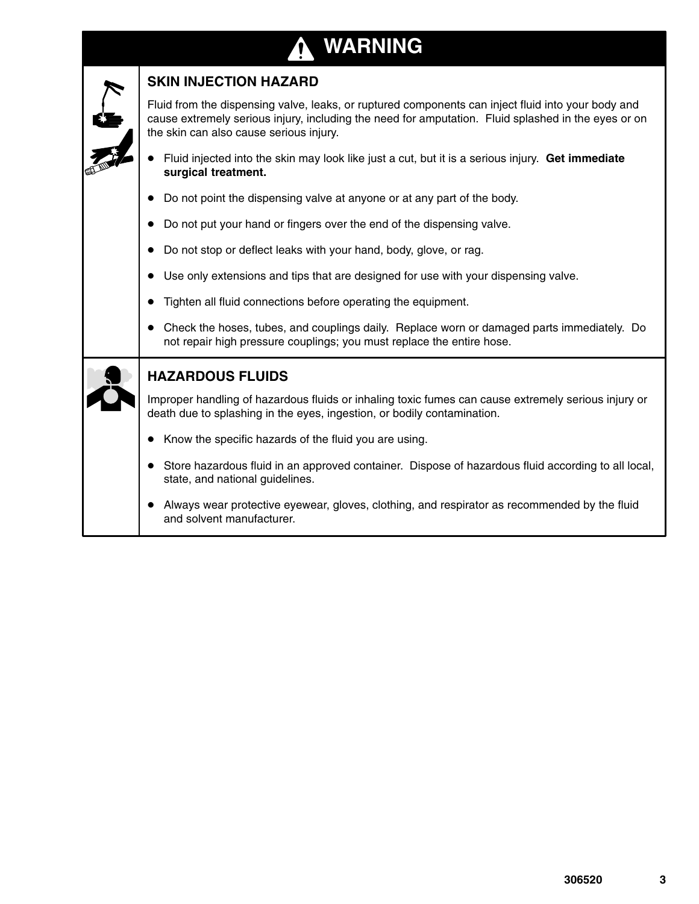# WARNING

## SKIN INJECTION HAZARD

Fluid from the dispensing valve, leaks, or ruptured components can inject fluid into your body and cause extremely serious injury, including the need for amputation. Fluid splashed in the eyes or on the skin can also cause serious injury.

- Fluid injected into the skin may look like just a cut, but it is a serious injury. **Get immediate surgical treatment.**
- Do not point the dispensing valve at anyone or at any part of the body.
- Do not put your hand or fingers over the end of the dispensing valve.
- Do not stop or deflect leaks with your hand, body, glove, or rag.
- Use only extensions and tips that are designed for use with your dispensing valve.
- Tighten all fluid connections before operating the equipment.
- Check the hoses, tubes, and couplings daily. Replace worn or damaged parts immediately. Do not repair high pressure couplings; you must replace the entire hose.

## HAZARDOUS FLUIDS

Improper handling of hazardous fluids or inhaling toxic fumes can cause extremely serious injury or death due to splashing in the eyes, ingestion, or bodily contamination.

- Know the specific hazards of the fluid you are using.
- Store hazardous fluid in an approved container. Dispose of hazardous fluid according to all local, state, and national guidelines.
- Always wear protective eyewear, gloves, clothing, and respirator as recommended by the fluid and solvent manufacturer.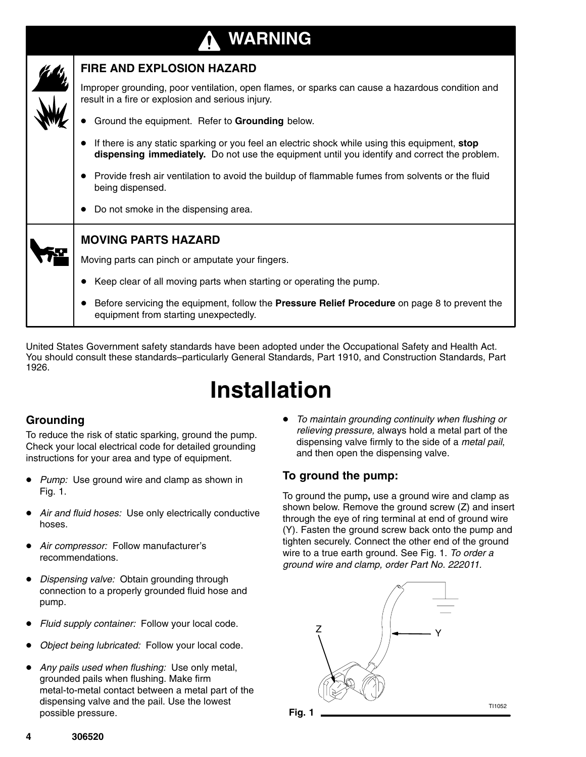## ⚠ WARNING

### FIRE AND EXPLOSION HAZARD

Improper grounding, poor ventilation, open flames, or sparks can cause a hazardous condition and result in a fire or explosion and serious injury.

- Ground the equipment. Refer to **Grounding** below.
- If there is any static sparking or you feel an electric shock while using this equipment, **stop dispensing immediately.** Do not use the equipment until you identify and correct the problem.
- Provide fresh air ventilation to avoid the buildup of flammable fumes from solvents or the fluid being dispensed.
- Do not smoke in the dispensing area.

### MOVING PARTS HAZARD

Moving parts can pinch or amputate your fingers.

- Keep clear of all moving parts when starting or operating the pump.
- Before servicing the equipment, follow the **Pressure Relief Procedure** on page 8 to prevent the equipment from starting unexpectedly.

United States Government safety standards have been adopted under the Occupational Safety and Health Act. You should consult these standards–particularly General Standards, Part 1910, and Construction Standards, Part 1926.

# Installation

## Grounding

To reduce the risk of static sparking, ground the pump. Check your local electrical code for detailed grounding instructions for your area and type of equipment.

- *Pump:* Use ground wire and clamp as shown in Fig. 1.
- *Air and fluid hoses:* Use only electrically conductive hoses.
- *Air compressor:* Follow manufacturer's recommendations.
- *Dispensing valve:* Obtain grounding through connection to a properly grounded fluid hose and pump.
- *Fluid supply container:* Follow your local code.
- *Object being lubricated:* Follow your local code.
- *Any pails used when flushing:* Use only metal, grounded pails when flushing. Make firm metal-to-metal contact between a metal part of the dispensing valve and the pail. Use the lowest possible pressure.
- *To maintain grounding continuity when flushing or relieving pressure,* always hold a metal part of the dispensing valve firmly to the side of a *metal pail*, and then open the dispensing valve.

### To ground the pump:

To ground the pump**,** use a ground wire and clamp as shown below. Remove the ground screw (Z) and insert through the eye of ring terminal at end of ground wire (Y). Fasten the ground screw back onto the pump and tighten securely. Connect the other end of the ground wire to a true earth ground. See Fig. 1. *To order a ground wire and clamp, order Part No. 222011.*

Fig. 1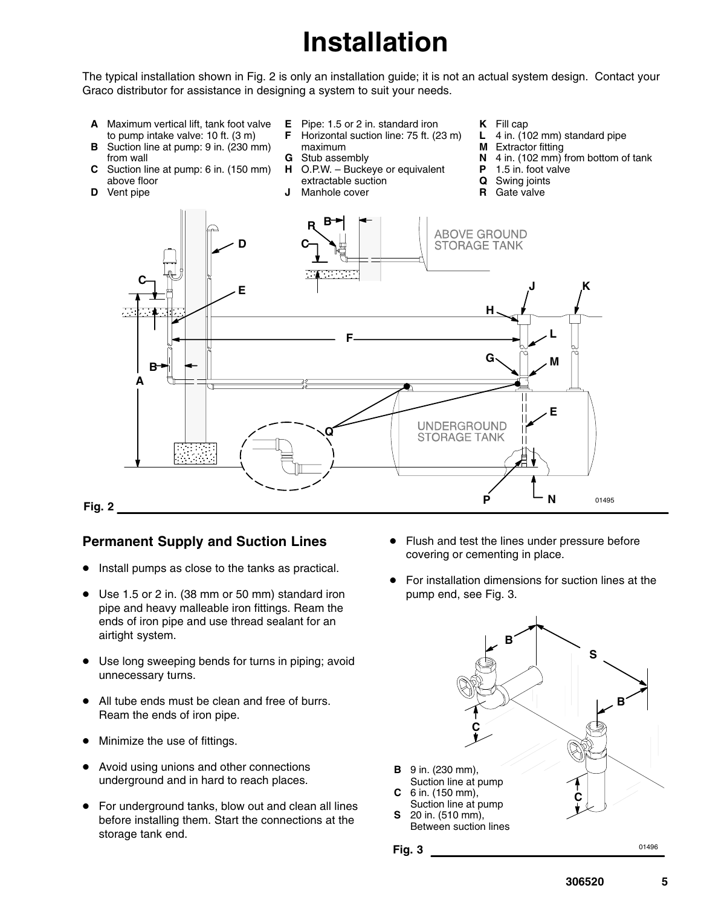# Installation

The typical installation shown in Fig. 2 is only an installation guide; it is not an actual system design. Contact your Graco distributor for assistance in designing a system to suit your needs.

- **A** Maximum vertical lift, tank foot valve to pump intake valve: 10 ft. (3 m)
- **B** Suction line at pump: 9 in. (230 mm) from wall
- **C** Suction line at pump: 6 in. (150 mm) above floor
- **D** Vent pipe
- **E** Pipe: 1.5 or 2 in. standard iron
- **F** Horizontal suction line: 75 ft. (23 m) maximum
- **G** Stub assembly
- **H** O.P.W. – Buckeye or equivalent extractable suction
- **J** Manhole cover
- **K** Fill cap
- **L** 4 in. (102 mm) standard pipe
- **M** Extractor fitting
- **N** 4 in. (102 mm) from bottom of tank
- **P** 1.5 in. foot valve
- **Q** Swing joints
- **R** Gate valve

Fig. 2

## Permanent Supply and Suction Lines

- Install pumps as close to the tanks as practical.
- Use 1.5 or 2 in. (38 mm or 50 mm) standard iron pipe and heavy malleable iron fittings. Ream the ends of iron pipe and use thread sealant for an airtight system.
- Use long sweeping bends for turns in piping; avoid unnecessary turns.
- All tube ends must be clean and free of burrs. Ream the ends of iron pipe.
- Minimize the use of fittings.
- Avoid using unions and other connections underground and in hard to reach places.
- For underground tanks, blow out and clean all lines before installing them. Start the connections at the storage tank end.
- Flush and test the lines under pressure before covering or cementing in place.
- For installation dimensions for suction lines at the pump end, see Fig. 3.

- **B** 9 in. (230 mm), Suction line at pump
- **C** 6 in. (150 mm), Suction line at pump
- **S** 20 in. (510 mm), Between suction lines

Fig. 3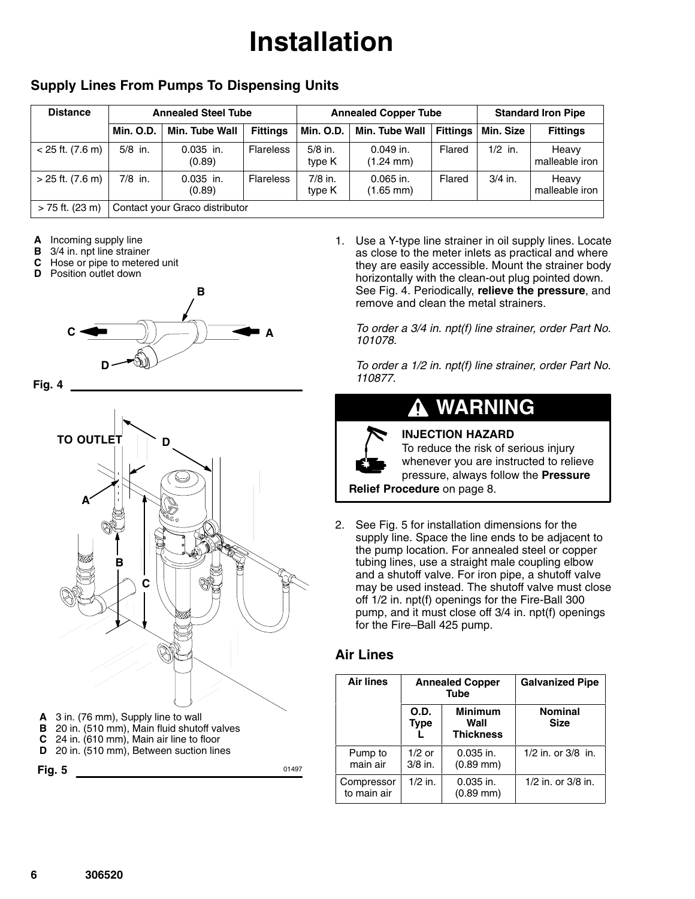# Installation

## Supply Lines From Pumps To Dispensing Units

| Distance | Annealed Steel Tube | | | Annealed Copper Tube | | | Standard Iron Pipe | |
|---|---|---|---|---|---|---|---|---|
| | Min. O.D. | Min. Tube Wall | Fittings | Min. O.D. | Min. Tube Wall | Fittings | Min. Size | Fittings |
| < 25 ft. (7.6 m) | 5/8 in. | 0.035 in. (0.89) | Flareless | 5/8 in. type K | 0.049 in. (1.24 mm) | Flared | 1/2 in. | Heavy malleable iron |
| > 25 ft. (7.6 m) | 7/8 in. | 0.035 in. (0.89) | Flareless | 7/8 in. type K | 0.065 in. (1.65 mm) | Flared | 3/4 in. | Heavy malleable iron |
| > 75 ft. (23 m) | Contact your Graco distributor | | | | | | | |

**A** Incoming supply line
**B** 3/4 in. npt line strainer
**C** Hose or pipe to metered unit
**D** Position outlet down

Fig. 4

TO OUTLET

**A** 3 in. (76 mm), Supply line to wall
**B** 20 in. (510 mm), Main fluid shutoff valves
**C** 24 in. (610 mm), Main air line to floor
**D** 20 in. (510 mm), Between suction lines

Fig. 5

1. Use a Y-type line strainer in oil supply lines. Locate as close to the meter inlets as practical and where they are easily accessible. Mount the strainer body horizontally with the clean-out plug pointed down. See Fig. 4. Periodically, **relieve the pressure**, and remove and clean the metal strainers.

   *To order a 3/4 in. npt(f) line strainer, order Part No. 101078.*

   *To order a 1/2 in. npt(f) line strainer, order Part No. 110877.*

> **⚠ WARNING**
>
> **INJECTION HAZARD**
> To reduce the risk of serious injury whenever you are instructed to relieve pressure, always follow the **Pressure Relief Procedure** on page 8.

2. See Fig. 5 for installation dimensions for the supply line. Space the line ends to be adjacent to the pump location. For annealed steel or copper tubing lines, use a straight male coupling elbow and a shutoff valve. For iron pipe, a shutoff valve may be used instead. The shutoff valve must close off 1/2 in. npt(f) openings for the Fire-Ball 300 pump, and it must close off 3/4 in. npt(f) openings for the Fire–Ball 425 pump.

## Air Lines

| Air lines | Annealed Copper Tube | | Galvanized Pipe |
|---|---|---|---|
| | O.D. Type L | Minimum Wall Thickness | Nominal Size |
| Pump to main air | 1/2 or 3/8 in. | 0.035 in. (0.89 mm) | 1/2 in. or 3/8 in. |
| Compressor to main air | 1/2 in. | 0.035 in. (0.89 mm) | 1/2 in. or 3/8 in. |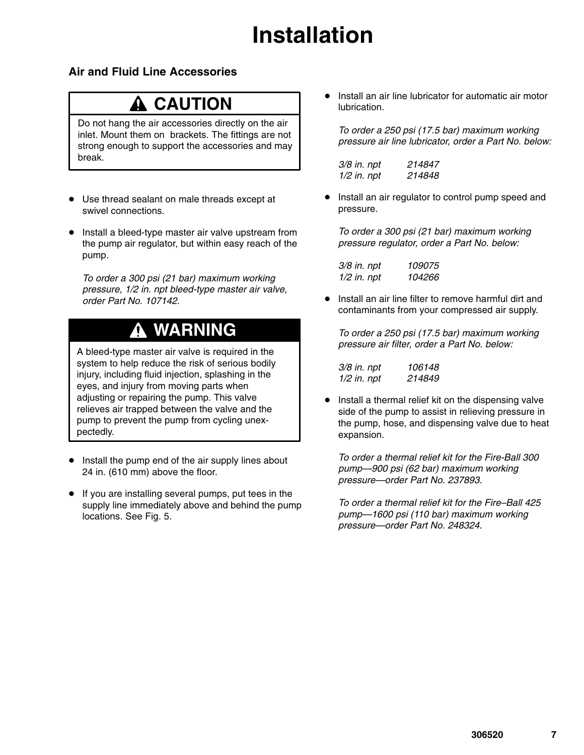# Installation

## Air and Fluid Line Accessories

**⚠ CAUTION**

Do not hang the air accessories directly on the air inlet. Mount them on brackets. The fittings are not strong enough to support the accessories and may break.

- Use thread sealant on male threads except at swivel connections.
- Install a bleed-type master air valve upstream from the pump air regulator, but within easy reach of the pump.

  *To order a 300 psi (21 bar) maximum working pressure, 1/2 in. npt bleed-type master air valve, order Part No. 107142.*

**⚠ WARNING**

A bleed-type master air valve is required in the system to help reduce the risk of serious bodily injury, including fluid injection, splashing in the eyes, and injury from moving parts when adjusting or repairing the pump. This valve relieves air trapped between the valve and the pump to prevent the pump from cycling unexpectedly.

- Install the pump end of the air supply lines about 24 in. (610 mm) above the floor.
- If you are installing several pumps, put tees in the supply line immediately above and behind the pump locations. See Fig. 5.
- Install an air line lubricator for automatic air motor lubrication.

  *To order a 250 psi (17.5 bar) maximum working pressure air line lubricator, order a Part No. below:*

  *3/8 in. npt 214847*
  *1/2 in. npt 214848*

- Install an air regulator to control pump speed and pressure.

  *To order a 300 psi (21 bar) maximum working pressure regulator, order a Part No. below:*

  *3/8 in. npt 109075*
  *1/2 in. npt 104266*

- Install an air line filter to remove harmful dirt and contaminants from your compressed air supply.

  *To order a 250 psi (17.5 bar) maximum working pressure air filter, order a Part No. below:*

  *3/8 in. npt 106148*
  *1/2 in. npt 214849*

- Install a thermal relief kit on the dispensing valve side of the pump to assist in relieving pressure in the pump, hose, and dispensing valve due to heat expansion.

  *To order a thermal relief kit for the Fire-Ball 300 pump—900 psi (62 bar) maximum working pressure—order Part No. 237893.*

  *To order a thermal relief kit for the Fire–Ball 425 pump—1600 psi (110 bar) maximum working pressure—order Part No. 248324.*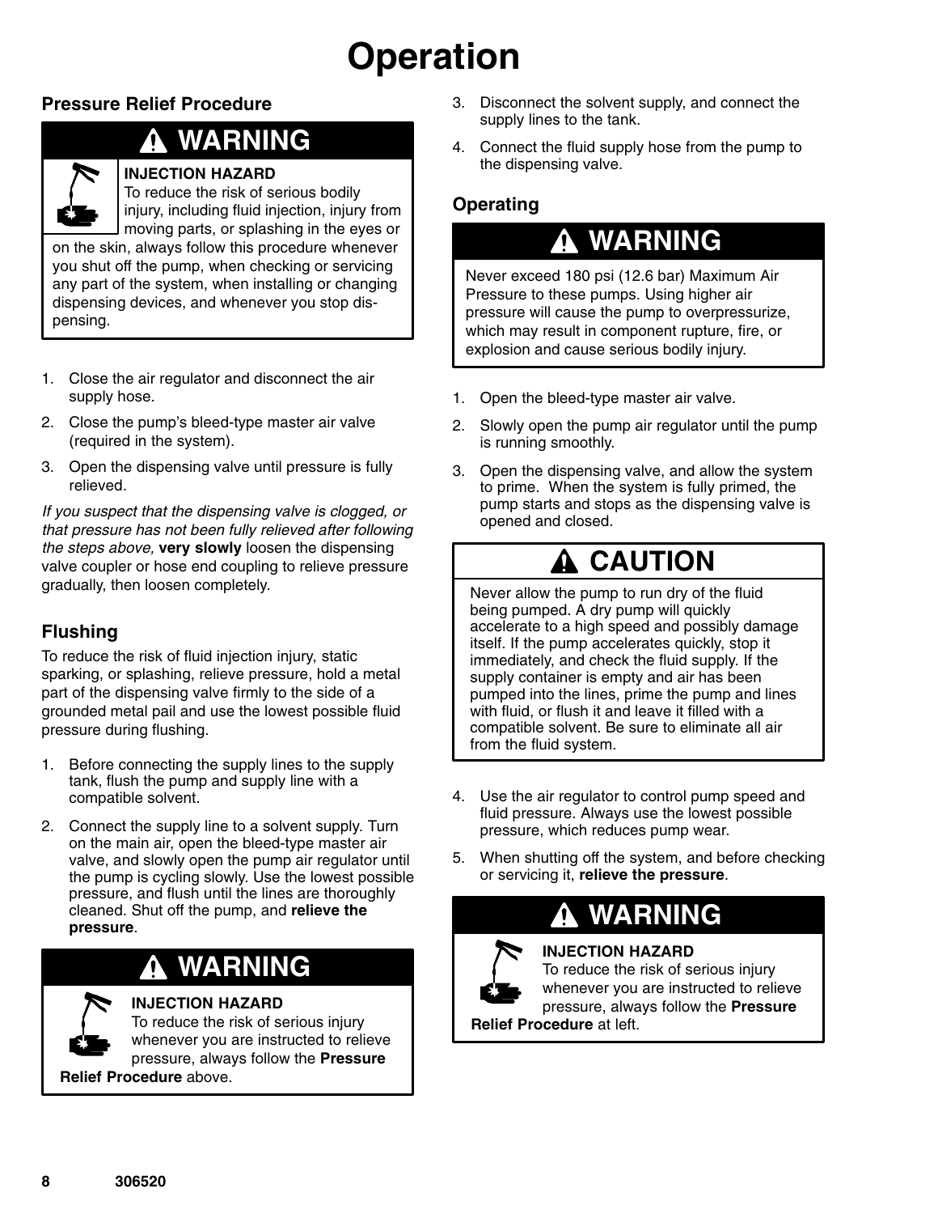# Operation

## Pressure Relief Procedure

**WARNING**

**INJECTION HAZARD**
To reduce the risk of serious bodily injury, including fluid injection, injury from moving parts, or splashing in the eyes or on the skin, always follow this procedure whenever you shut off the pump, when checking or servicing any part of the system, when installing or changing dispensing devices, and whenever you stop dispensing.

1. Close the air regulator and disconnect the air supply hose.
2. Close the pump's bleed-type master air valve (required in the system).
3. Open the dispensing valve until pressure is fully relieved.

*If you suspect that the dispensing valve is clogged, or that pressure has not been fully relieved after following the steps above,* **very slowly** loosen the dispensing valve coupler or hose end coupling to relieve pressure gradually, then loosen completely.

## Flushing

To reduce the risk of fluid injection injury, static sparking, or splashing, relieve pressure, hold a metal part of the dispensing valve firmly to the side of a grounded metal pail and use the lowest possible fluid pressure during flushing.

1. Before connecting the supply lines to the supply tank, flush the pump and supply line with a compatible solvent.
2. Connect the supply line to a solvent supply. Turn on the main air, open the bleed-type master air valve, and slowly open the pump air regulator until the pump is cycling slowly. Use the lowest possible pressure, and flush until the lines are thoroughly cleaned. Shut off the pump, and **relieve the pressure**.

**WARNING**

**INJECTION HAZARD**
To reduce the risk of serious injury whenever you are instructed to relieve pressure, always follow the **Pressure Relief Procedure** above.

3. Disconnect the solvent supply, and connect the supply lines to the tank.
4. Connect the fluid supply hose from the pump to the dispensing valve.

## Operating

**WARNING**

Never exceed 180 psi (12.6 bar) Maximum Air Pressure to these pumps. Using higher air pressure will cause the pump to overpressurize, which may result in component rupture, fire, or explosion and cause serious bodily injury.

1. Open the bleed-type master air valve.
2. Slowly open the pump air regulator until the pump is running smoothly.
3. Open the dispensing valve, and allow the system to prime. When the system is fully primed, the pump starts and stops as the dispensing valve is opened and closed.

**CAUTION**

Never allow the pump to run dry of the fluid being pumped. A dry pump will quickly accelerate to a high speed and possibly damage itself. If the pump accelerates quickly, stop it immediately, and check the fluid supply. If the supply container is empty and air has been pumped into the lines, prime the pump and lines with fluid, or flush it and leave it filled with a compatible solvent. Be sure to eliminate all air from the fluid system.

4. Use the air regulator to control pump speed and fluid pressure. Always use the lowest possible pressure, which reduces pump wear.
5. When shutting off the system, and before checking or servicing it, **relieve the pressure**.

**WARNING**

**INJECTION HAZARD**
To reduce the risk of serious injury whenever you are instructed to relieve pressure, always follow the **Pressure Relief Procedure** at left.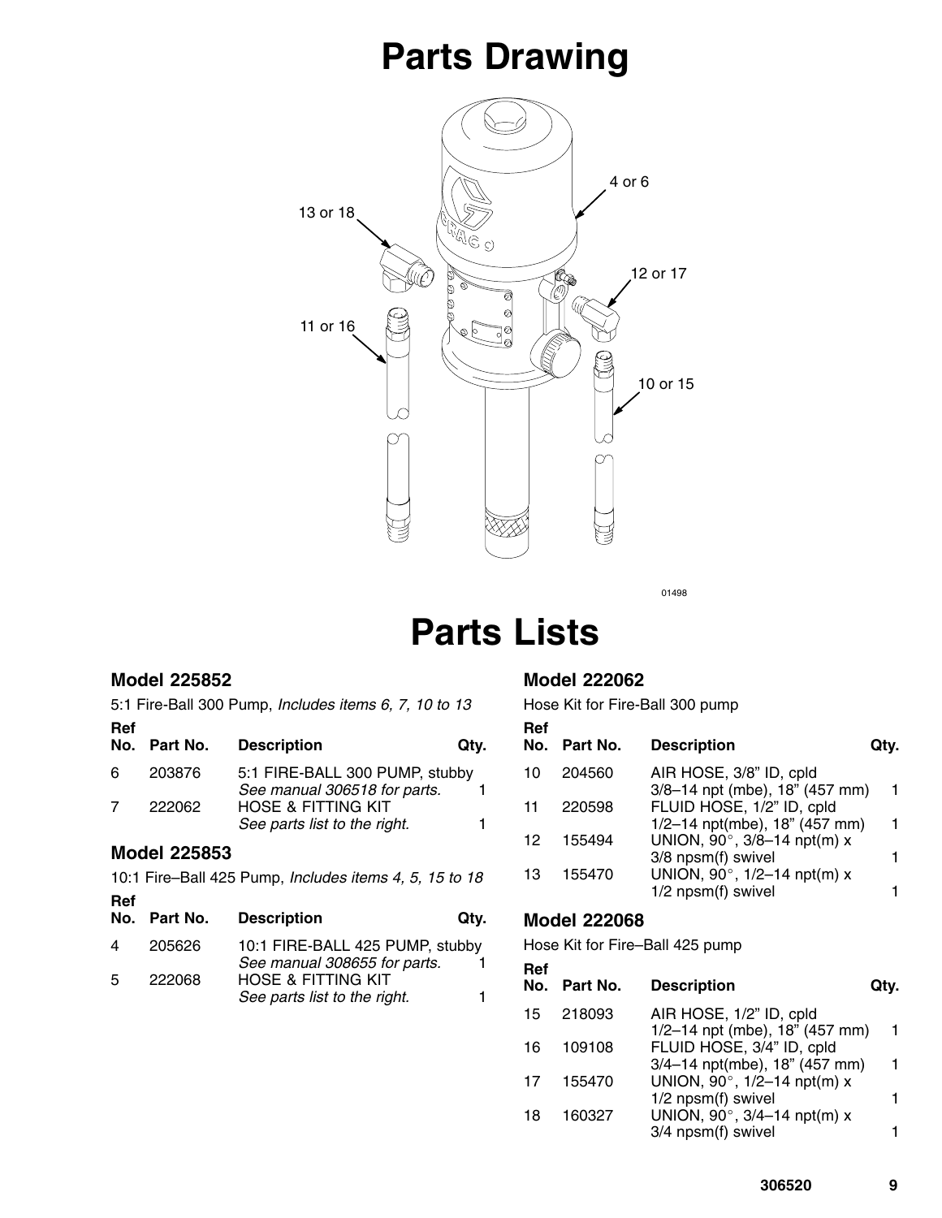# Parts Drawing

4 or 6

13 or 18

12 or 17

11 or 16

10 or 15

01498

# Parts Lists

### Model 225852

5:1 Fire-Ball 300 Pump, *Includes items 6, 7, 10 to 13*

| Ref No. | Part No. | Description | Qty. |
|---|---|---|---|
| 6 | 203876 | 5:1 FIRE-BALL 300 PUMP, stubby *See manual 306518 for parts.* | 1 |
| 7 | 222062 | HOSE & FITTING KIT *See parts list to the right.* | 1 |

### Model 225853

10:1 Fire–Ball 425 Pump, *Includes items 4, 5, 15 to 18*

| Ref No. | Part No. | Description | Qty. |
|---|---|---|---|
| 4 | 205626 | 10:1 FIRE-BALL 425 PUMP, stubby *See manual 308655 for parts.* | 1 |
| 5 | 222068 | HOSE & FITTING KIT *See parts list to the right.* | 1 |

### Model 222062

Hose Kit for Fire-Ball 300 pump

| Ref No. | Part No. | Description | Qty. |
|---|---|---|---|
| 10 | 204560 | AIR HOSE, 3/8" ID, cpld 3/8–14 npt (mbe), 18" (457 mm) | 1 |
| 11 | 220598 | FLUID HOSE, 1/2" ID, cpld 1/2–14 npt(mbe), 18" (457 mm) | 1 |
| 12 | 155494 | UNION, 90°, 3/8–14 npt(m) x 3/8 npsm(f) swivel | 1 |
| 13 | 155470 | UNION, 90°, 1/2–14 npt(m) x 1/2 npsm(f) swivel | 1 |

### Model 222068

Hose Kit for Fire–Ball 425 pump

| Ref No. | Part No. | Description | Qty. |
|---|---|---|---|
| 15 | 218093 | AIR HOSE, 1/2" ID, cpld 1/2–14 npt (mbe), 18" (457 mm) | 1 |
| 16 | 109108 | FLUID HOSE, 3/4" ID, cpld 3/4–14 npt(mbe), 18" (457 mm) | 1 |
| 17 | 155470 | UNION, 90°, 1/2–14 npt(m) x 1/2 npsm(f) swivel | 1 |
| 18 | 160327 | UNION, 90°, 3/4–14 npt(m) x 3/4 npsm(f) swivel | 1 |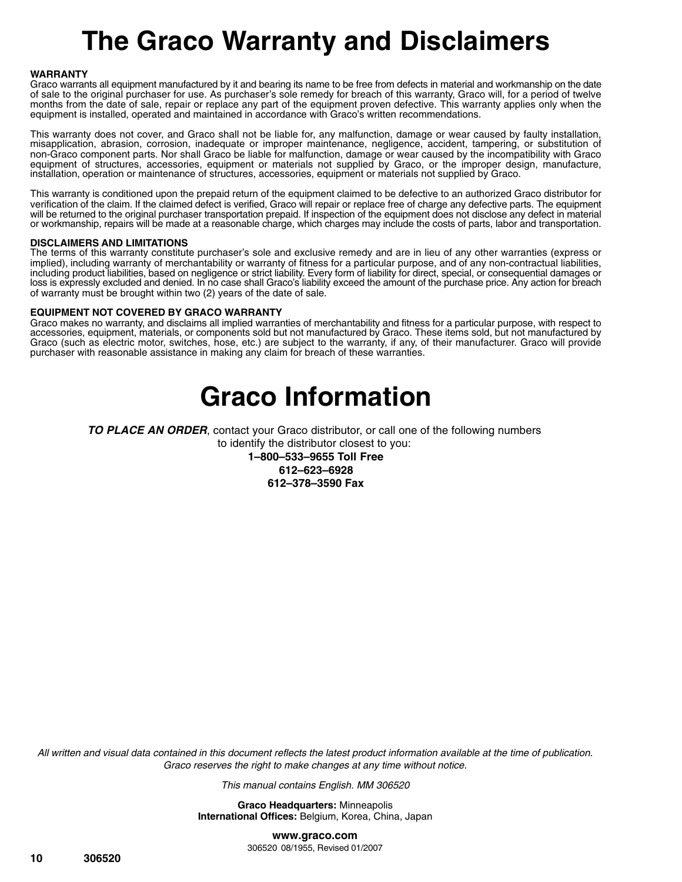# The Graco Warranty and Disclaimers

**WARRANTY**

Graco warrants all equipment manufactured by it and bearing its name to be free from defects in material and workmanship on the date of sale to the original purchaser for use. As purchaser's sole remedy for breach of this warranty, Graco will, for a period of twelve months from the date of sale, repair or replace any part of the equipment proven defective. This warranty applies only when the equipment is installed, operated and maintained in accordance with Graco's written recommendations.

This warranty does not cover, and Graco shall not be liable for, any malfunction, damage or wear caused by faulty installation, misapplication, abrasion, corrosion, inadequate or improper maintenance, negligence, accident, tampering, or substitution of non-Graco component parts. Nor shall Graco be liable for malfunction, damage or wear caused by the incompatibility with Graco equipment of structures, accessories, equipment or materials not supplied by Graco, or the improper design, manufacture, installation, operation or maintenance of structures, accessories, equipment or materials not supplied by Graco.

This warranty is conditioned upon the prepaid return of the equipment claimed to be defective to an authorized Graco distributor for verification of the claim. If the claimed defect is verified, Graco will repair or replace free of charge any defective parts. The equipment will be returned to the original purchaser transportation prepaid. If inspection of the equipment does not disclose any defect in material or workmanship, repairs will be made at a reasonable charge, which charges may include the costs of parts, labor and transportation.

**DISCLAIMERS AND LIMITATIONS**

The terms of this warranty constitute purchaser's sole and exclusive remedy and are in lieu of any other warranties (express or implied), including warranty of merchantability or warranty of fitness for a particular purpose, and of any non-contractual liabilities, including product liabilities, based on negligence or strict liability. Every form of liability for direct, special, or consequential damages or loss is expressly excluded and denied. In no case shall Graco's liability exceed the amount of the purchase price. Any action for breach of warranty must be brought within two (2) years of the date of sale.

**EQUIPMENT NOT COVERED BY GRACO WARRANTY**

Graco makes no warranty, and disclaims all implied warranties of merchantability and fitness for a particular purpose, with respect to accessories, equipment, materials, or components sold but not manufactured by Graco. These items sold, but not manufactured by Graco (such as electric motor, switches, hose, etc.) are subject to the warranty, if any, of their manufacturer. Graco will provide purchaser with reasonable assistance in making any claim for breach of these warranties.

# Graco Information

***TO PLACE AN ORDER***, contact your Graco distributor, or call one of the following numbers to identify the distributor closest to you:

**1–800–533–9655 Toll Free**
**612–623–6928**
**612–378–3590 Fax**

*All written and visual data contained in this document reflects the latest product information available at the time of publication. Graco reserves the right to make changes at any time without notice.*

*This manual contains English. MM 306520*

**Graco Headquarters:** Minneapolis
**International Offices:** Belgium, Korea, China, Japan

**www.graco.com**

306520 08/1955, Revised 01/2007